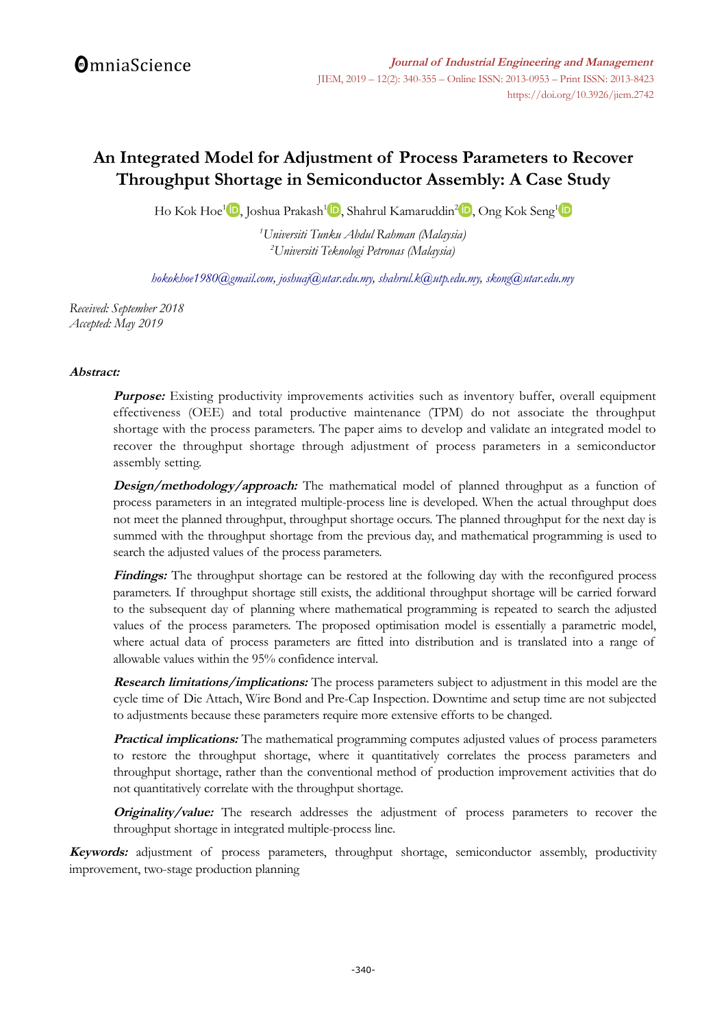# An Integrated Model for Adjustment of Process Parameters to Recover Throughput Shortage in Semiconductor Assembly: A Case Study

Ho Kok Hoe[1], Joshua Prakash[1], Shahrul Kamaruddin[2], Ong Kok Seng[1]

[1]*Universiti Tunku Abdul Rahman (Malaysia)*
[2]*Universiti Teknologi Petronas (Malaysia)*

*hokokhoe1980@gmail.com, joshuaj@utar.edu.my, shahrul.k@utp.edu.my, skong@utar.edu.my*

*Received: September 2018*
*Accepted: May 2019*

## Abstract:

***Purpose:*** Existing productivity improvements activities such as inventory buffer, overall equipment effectiveness (OEE) and total productive maintenance (TPM) do not associate the throughput shortage with the process parameters. The paper aims to develop and validate an integrated model to recover the throughput shortage through adjustment of process parameters in a semiconductor assembly setting.

***Design/methodology/approach:*** The mathematical model of planned throughput as a function of process parameters in an integrated multiple-process line is developed. When the actual throughput does not meet the planned throughput, throughput shortage occurs. The planned throughput for the next day is summed with the throughput shortage from the previous day, and mathematical programming is used to search the adjusted values of the process parameters.

***Findings:*** The throughput shortage can be restored at the following day with the reconfigured process parameters. If throughput shortage still exists, the additional throughput shortage will be carried forward to the subsequent day of planning where mathematical programming is repeated to search the adjusted values of the process parameters. The proposed optimisation model is essentially a parametric model, where actual data of process parameters are fitted into distribution and is translated into a range of allowable values within the 95% confidence interval.

***Research limitations/implications:*** The process parameters subject to adjustment in this model are the cycle time of Die Attach, Wire Bond and Pre-Cap Inspection. Downtime and setup time are not subjected to adjustments because these parameters require more extensive efforts to be changed.

***Practical implications:*** The mathematical programming computes adjusted values of process parameters to restore the throughput shortage, where it quantitatively correlates the process parameters and throughput shortage, rather than the conventional method of production improvement activities that do not quantitatively correlate with the throughput shortage.

***Originality/value:*** The research addresses the adjustment of process parameters to recover the throughput shortage in integrated multiple-process line.

***Keywords:*** adjustment of process parameters, throughput shortage, semiconductor assembly, productivity improvement, two-stage production planning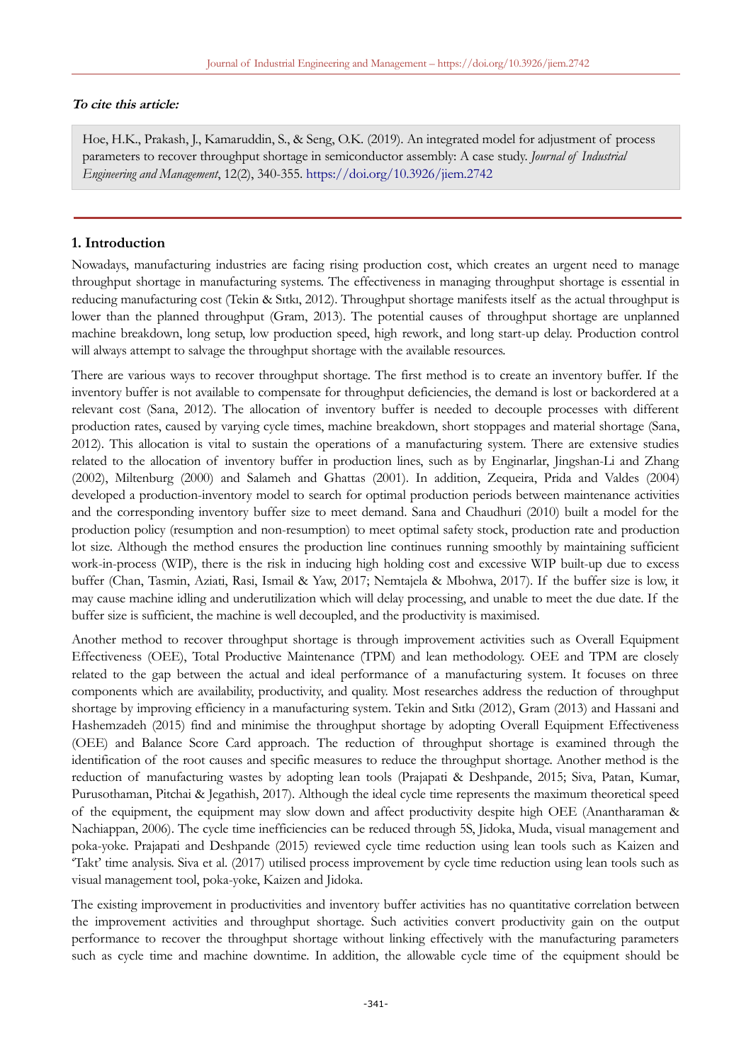**To cite this article:**

Hoe, H.K., Prakash, J., Kamaruddin, S., & Seng, O.K. (2019). An integrated model for adjustment of process parameters to recover throughput shortage in semiconductor assembly: A case study. *Journal of Industrial Engineering and Management*, 12(2), 340-355. https://doi.org/10.3926/jiem.2742

## 1. Introduction

Nowadays, manufacturing industries are facing rising production cost, which creates an urgent need to manage throughput shortage in manufacturing systems. The effectiveness in managing throughput shortage is essential in reducing manufacturing cost (Tekin & Sıtkı, 2012). Throughput shortage manifests itself as the actual throughput is lower than the planned throughput (Gram, 2013). The potential causes of throughput shortage are unplanned machine breakdown, long setup, low production speed, high rework, and long start-up delay. Production control will always attempt to salvage the throughput shortage with the available resources.

There are various ways to recover throughput shortage. The first method is to create an inventory buffer. If the inventory buffer is not available to compensate for throughput deficiencies, the demand is lost or backordered at a relevant cost (Sana, 2012). The allocation of inventory buffer is needed to decouple processes with different production rates, caused by varying cycle times, machine breakdown, short stoppages and material shortage (Sana, 2012). This allocation is vital to sustain the operations of a manufacturing system. There are extensive studies related to the allocation of inventory buffer in production lines, such as by Enginarlar, Jingshan-Li and Zhang (2002), Miltenburg (2000) and Salameh and Ghattas (2001). In addition, Zequeira, Prida and Valdes (2004) developed a production-inventory model to search for optimal production periods between maintenance activities and the corresponding inventory buffer size to meet demand. Sana and Chaudhuri (2010) built a model for the production policy (resumption and non-resumption) to meet optimal safety stock, production rate and production lot size. Although the method ensures the production line continues running smoothly by maintaining sufficient work-in-process (WIP), there is the risk in inducing high holding cost and excessive WIP built-up due to excess buffer (Chan, Tasmin, Aziati, Rasi, Ismail & Yaw, 2017; Nemtajela & Mbohwa, 2017). If the buffer size is low, it may cause machine idling and underutilization which will delay processing, and unable to meet the due date. If the buffer size is sufficient, the machine is well decoupled, and the productivity is maximised.

Another method to recover throughput shortage is through improvement activities such as Overall Equipment Effectiveness (OEE), Total Productive Maintenance (TPM) and lean methodology. OEE and TPM are closely related to the gap between the actual and ideal performance of a manufacturing system. It focuses on three components which are availability, productivity, and quality. Most researches address the reduction of throughput shortage by improving efficiency in a manufacturing system. Tekin and Sıtkı (2012), Gram (2013) and Hassani and Hashemzadeh (2015) find and minimise the throughput shortage by adopting Overall Equipment Effectiveness (OEE) and Balance Score Card approach. The reduction of throughput shortage is examined through the identification of the root causes and specific measures to reduce the throughput shortage. Another method is the reduction of manufacturing wastes by adopting lean tools (Prajapati & Deshpande, 2015; Siva, Patan, Kumar, Purusothaman, Pitchai & Jegathish, 2017). Although the ideal cycle time represents the maximum theoretical speed of the equipment, the equipment may slow down and affect productivity despite high OEE (Anantharaman & Nachiappan, 2006). The cycle time inefficiencies can be reduced through 5S, Jidoka, Muda, visual management and poka-yoke. Prajapati and Deshpande (2015) reviewed cycle time reduction using lean tools such as Kaizen and 'Takt' time analysis. Siva et al. (2017) utilised process improvement by cycle time reduction using lean tools such as visual management tool, poka-yoke, Kaizen and Jidoka.

The existing improvement in productivities and inventory buffer activities has no quantitative correlation between the improvement activities and throughput shortage. Such activities convert productivity gain on the output performance to recover the throughput shortage without linking effectively with the manufacturing parameters such as cycle time and machine downtime. In addition, the allowable cycle time of the equipment should be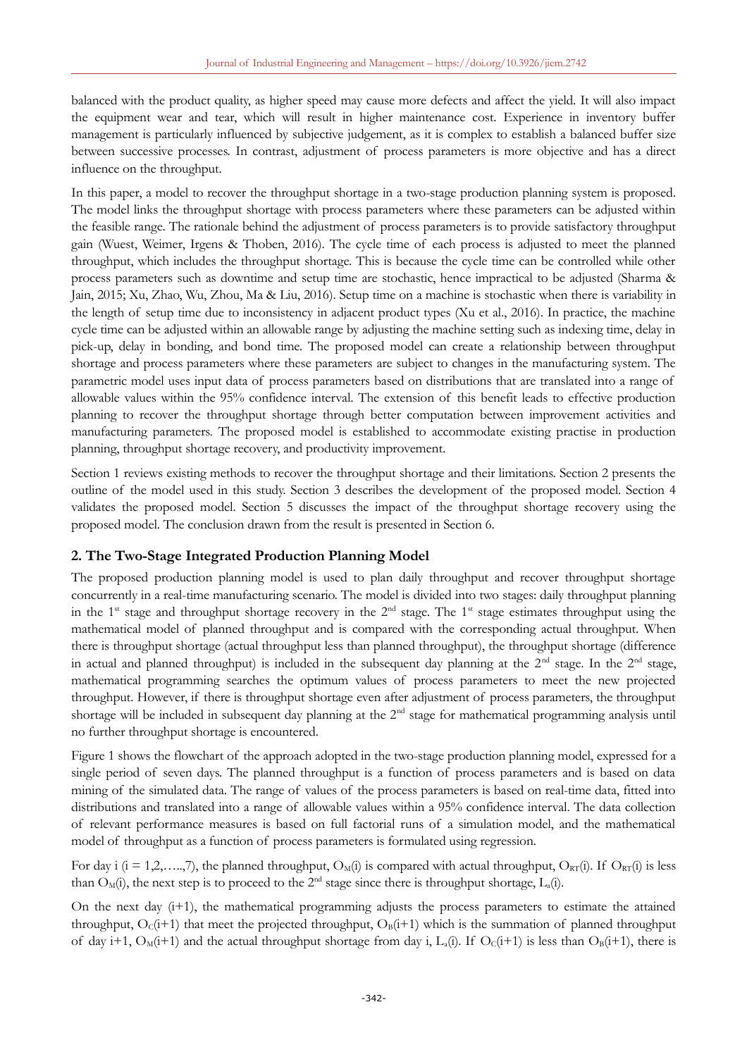balanced with the product quality, as higher speed may cause more defects and affect the yield. It will also impact the equipment wear and tear, which will result in higher maintenance cost. Experience in inventory buffer management is particularly influenced by subjective judgement, as it is complex to establish a balanced buffer size between successive processes. In contrast, adjustment of process parameters is more objective and has a direct influence on the throughput.

In this paper, a model to recover the throughput shortage in a two-stage production planning system is proposed. The model links the throughput shortage with process parameters where these parameters can be adjusted within the feasible range. The rationale behind the adjustment of process parameters is to provide satisfactory throughput gain (Wuest, Weimer, Irgens & Thoben, 2016). The cycle time of each process is adjusted to meet the planned throughput, which includes the throughput shortage. This is because the cycle time can be controlled while other process parameters such as downtime and setup time are stochastic, hence impractical to be adjusted (Sharma & Jain, 2015; Xu, Zhao, Wu, Zhou, Ma & Liu, 2016). Setup time on a machine is stochastic when there is variability in the length of setup time due to inconsistency in adjacent product types (Xu et al., 2016). In practice, the machine cycle time can be adjusted within an allowable range by adjusting the machine setting such as indexing time, delay in pick-up, delay in bonding, and bond time. The proposed model can create a relationship between throughput shortage and process parameters where these parameters are subject to changes in the manufacturing system. The parametric model uses input data of process parameters based on distributions that are translated into a range of allowable values within the 95% confidence interval. The extension of this benefit leads to effective production planning to recover the throughput shortage through better computation between improvement activities and manufacturing parameters. The proposed model is established to accommodate existing practise in production planning, throughput shortage recovery, and productivity improvement.

Section 1 reviews existing methods to recover the throughput shortage and their limitations. Section 2 presents the outline of the model used in this study. Section 3 describes the development of the proposed model. Section 4 validates the proposed model. Section 5 discusses the impact of the throughput shortage recovery using the proposed model. The conclusion drawn from the result is presented in Section 6.

## 2. The Two-Stage Integrated Production Planning Model

The proposed production planning model is used to plan daily throughput and recover throughput shortage concurrently in a real-time manufacturing scenario. The model is divided into two stages: daily throughput planning in the 1st stage and throughput shortage recovery in the 2nd stage. The 1st stage estimates throughput using the mathematical model of planned throughput and is compared with the corresponding actual throughput. When there is throughput shortage (actual throughput less than planned throughput), the throughput shortage (difference in actual and planned throughput) is included in the subsequent day planning at the 2nd stage. In the 2nd stage, mathematical programming searches the optimum values of process parameters to meet the new projected throughput. However, if there is throughput shortage even after adjustment of process parameters, the throughput shortage will be included in subsequent day planning at the 2nd stage for mathematical programming analysis until no further throughput shortage is encountered.

Figure 1 shows the flowchart of the approach adopted in the two-stage production planning model, expressed for a single period of seven days. The planned throughput is a function of process parameters and is based on data mining of the simulated data. The range of values of the process parameters is based on real-time data, fitted into distributions and translated into a range of allowable values within a 95% confidence interval. The data collection of relevant performance measures is based on full factorial runs of a simulation model, and the mathematical model of throughput as a function of process parameters is formulated using regression.

For day i ($i = 1,2,\ldots,7$), the planned throughput, $O_M(i)$ is compared with actual throughput, $O_{RT}(i)$. If $O_{RT}(i)$ is less than $O_M(i)$, the next step is to proceed to the 2nd stage since there is throughput shortage, $L_a(i)$.

On the next day $(i+1)$, the mathematical programming adjusts the process parameters to estimate the attained throughput, $O_C(i+1)$ that meet the projected throughput, $O_B(i+1)$ which is the summation of planned throughput of day $i+1$, $O_M(i+1)$ and the actual throughput shortage from day i, $L_a(i)$. If $O_C(i+1)$ is less than $O_B(i+1)$, there is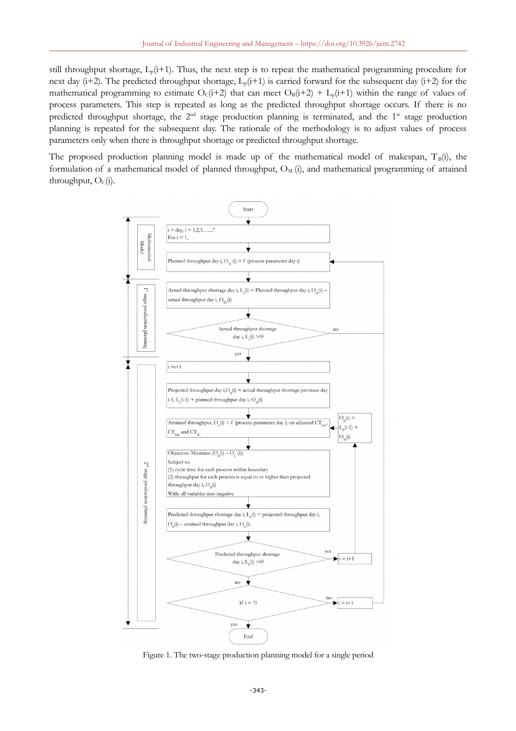still throughput shortage, $L_p(i+1)$. Thus, the next step is to repeat the mathematical programming procedure for next day (i+2). The predicted throughput shortage, $L_p(i+1)$ is carried forward for the subsequent day (i+2) for the mathematical programming to estimate $O_C(i+2)$ that can meet $O_B(i+2) + L_p(i+1)$ within the range of values of process parameters. This step is repeated as long as the predicted throughput shortage occurs. If there is no predicted throughput shortage, the 2[nd] stage production planning is terminated, and the 1[st] stage production planning is repeated for the subsequent day. The rationale of the methodology is to adjust values of process parameters only when there is throughput shortage or predicted throughput shortage.

The proposed production planning model is made up of the mathematical model of makespan, $T_B(i)$, the formulation of a mathematical model of planned throughput, $O_M(i)$, and mathematical programming of attained throughput, $O_C(i)$.

Figure 1. The two-stage production planning model for a single period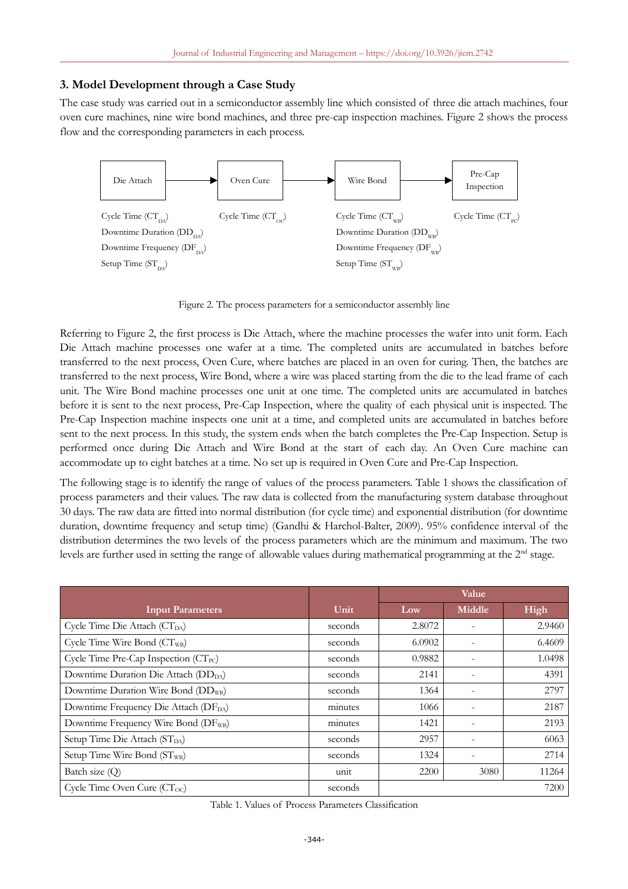## 3. Model Development through a Case Study

The case study was carried out in a semiconductor assembly line which consisted of three die attach machines, four oven cure machines, nine wire bond machines, and three pre-cap inspection machines. Figure 2 shows the process flow and the corresponding parameters in each process.

Die Attach → Oven Cure → Wire Bond → Pre-Cap Inspection

Die Attach: Cycle Time ($CT_{DA}$), Downtime Duration ($DD_{DA}$), Downtime Frequency ($DF_{DA}$), Setup Time ($ST_{DA}$)

Oven Cure: Cycle Time ($CT_{OC}$)

Wire Bond: Cycle Time ($CT_{WB}$), Downtime Duration ($DD_{WB}$), Downtime Frequency ($DF_{WB}$), Setup Time ($ST_{WB}$)

Pre-Cap Inspection: Cycle Time ($CT_{PC}$)

Figure 2. The process parameters for a semiconductor assembly line

Referring to Figure 2, the first process is Die Attach, where the machine processes the wafer into unit form. Each Die Attach machine processes one wafer at a time. The completed units are accumulated in batches before transferred to the next process, Oven Cure, where batches are placed in an oven for curing. Then, the batches are transferred to the next process, Wire Bond, where a wire was placed starting from the die to the lead frame of each unit. The Wire Bond machine processes one unit at one time. The completed units are accumulated in batches before it is sent to the next process, Pre-Cap Inspection, where the quality of each physical unit is inspected. The Pre-Cap Inspection machine inspects one unit at a time, and completed units are accumulated in batches before sent to the next process. In this study, the system ends when the batch completes the Pre-Cap Inspection. Setup is performed once during Die Attach and Wire Bond at the start of each day. An Oven Cure machine can accommodate up to eight batches at a time. No set up is required in Oven Cure and Pre-Cap Inspection.

The following stage is to identify the range of values of the process parameters. Table 1 shows the classification of process parameters and their values. The raw data is collected from the manufacturing system database throughout 30 days. The raw data are fitted into normal distribution (for cycle time) and exponential distribution (for downtime duration, downtime frequency and setup time) (Gandhi & Harchol-Balter, 2009). 95% confidence interval of the distribution determines the two levels of the process parameters which are the minimum and maximum. The two levels are further used in setting the range of allowable values during mathematical programming at the 2nd stage.

| Input Parameters | Unit | Value | | |
|---|---|---|---|---|
| | | Low | Middle | High |
| Cycle Time Die Attach ($CT_{DA}$) | seconds | 2.8072 | - | 2.9460 |
| Cycle Time Wire Bond ($CT_{WB}$) | seconds | 6.0902 | - | 6.4609 |
| Cycle Time Pre-Cap Inspection ($CT_{PC}$) | seconds | 0.9882 | - | 1.0498 |
| Downtime Duration Die Attach ($DD_{DA}$) | seconds | 2141 | - | 4391 |
| Downtime Duration Wire Bond ($DD_{WB}$) | seconds | 1364 | - | 2797 |
| Downtime Frequency Die Attach ($DF_{DA}$) | minutes | 1066 | - | 2187 |
| Downtime Frequency Wire Bond ($DF_{WB}$) | minutes | 1421 | - | 2193 |
| Setup Time Die Attach ($ST_{DA}$) | seconds | 2957 | - | 6063 |
| Setup Time Wire Bond ($ST_{WB}$) | seconds | 1324 | - | 2714 |
| Batch size (Q) | unit | 2200 | 3080 | 11264 |
| Cycle Time Oven Cure ($CT_{OC}$) | seconds | | | 7200 |

Table 1. Values of Process Parameters Classification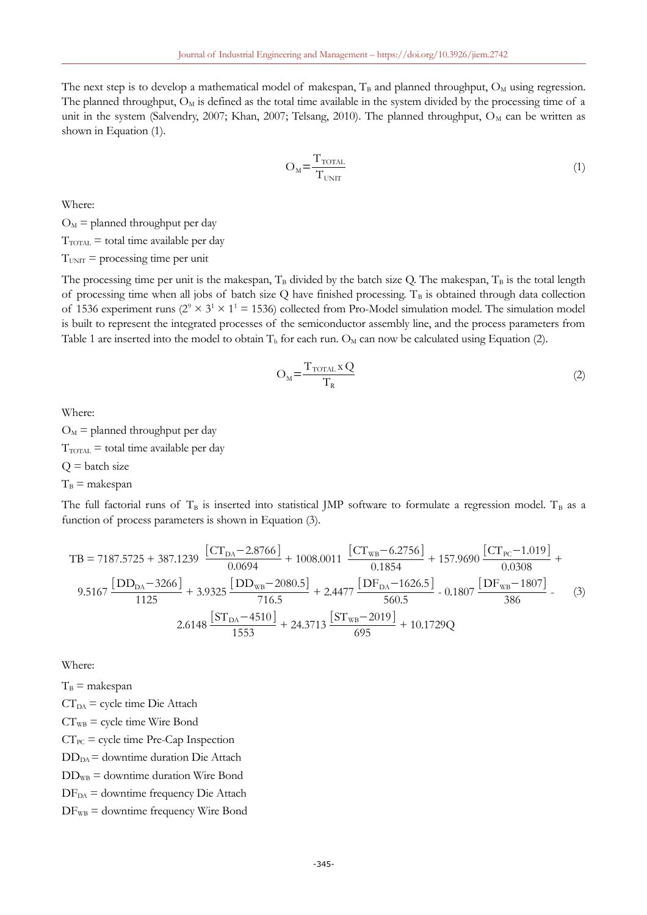The next step is to develop a mathematical model of makespan, $T_B$ and planned throughput, $O_M$ using regression. The planned throughput, $O_M$ is defined as the total time available in the system divided by the processing time of a unit in the system (Salvendry, 2007; Khan, 2007; Telsang, 2010). The planned throughput, $O_M$ can be written as shown in Equation (1).

$$O_M = \frac{T_{TOTAL}}{T_{UNIT}} \tag{1}$$

Where:

$O_M$ = planned throughput per day

$T_{TOTAL}$ = total time available per day

$T_{UNIT}$ = processing time per unit

The processing time per unit is the makespan, $T_B$ divided by the batch size Q. The makespan, $T_B$ is the total length of processing time when all jobs of batch size Q have finished processing. $T_B$ is obtained through data collection of 1536 experiment runs ($2^9 \times 3^1 \times 1^1 = 1536$) collected from Pro-Model simulation model. The simulation model is built to represent the integrated processes of the semiconductor assembly line, and the process parameters from Table 1 are inserted into the model to obtain $T_b$ for each run. $O_M$ can now be calculated using Equation (2).

$$O_M = \frac{T_{TOTAL} \times Q}{T_R} \tag{2}$$

Where:

$O_M$ = planned throughput per day

$T_{TOTAL}$ = total time available per day

Q = batch size

$T_B$ = makespan

The full factorial runs of $T_B$ is inserted into statistical JMP software to formulate a regression model. $T_B$ as a function of process parameters is shown in Equation (3).

$$\begin{aligned} TB = {} & 7187.5725 + 387.1239\ \frac{[CT_{DA} - 2.8766]}{0.0694} + 1008.0011\ \frac{[CT_{WB} - 6.2756]}{0.1854} + 157.9690\,\frac{[CT_{PC} - 1.019]}{0.0308} + \\ & 9.5167\,\frac{[DD_{DA} - 3266]}{1125} + 3.9325\,\frac{[DD_{WB} - 2080.5]}{716.5} + 2.4477\,\frac{[DF_{DA} - 1626.5]}{560.5} - 0.1807\,\frac{[DF_{WB} - 1807]}{386} - \\ & 2.6148\,\frac{[ST_{DA} - 4510]}{1553} + 24.3713\,\frac{[ST_{WB} - 2019]}{695} + 10.1729Q \end{aligned} \tag{3}$$

Where:

$T_B$ = makespan

$CT_{DA}$ = cycle time Die Attach

$CT_{WB}$ = cycle time Wire Bond

$CT_{PC}$ = cycle time Pre-Cap Inspection

$DD_{DA}$ = downtime duration Die Attach

$DD_{WB}$ = downtime duration Wire Bond

$DF_{DA}$ = downtime frequency Die Attach

$DF_{WB}$ = downtime frequency Wire Bond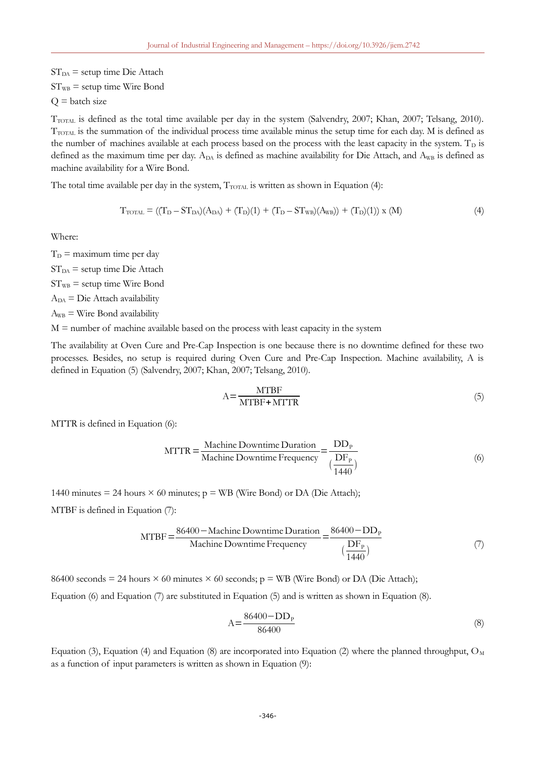$ST_{DA}$ = setup time Die Attach

$ST_{WB}$ = setup time Wire Bond

Q = batch size

$T_{TOTAL}$ is defined as the total time available per day in the system (Salvendry, 2007; Khan, 2007; Telsang, 2010). $T_{TOTAL}$ is the summation of the individual process time available minus the setup time for each day. M is defined as the number of machines available at each process based on the process with the least capacity in the system. $T_D$ is defined as the maximum time per day. $A_{DA}$ is defined as machine availability for Die Attach, and $A_{WB}$ is defined as machine availability for a Wire Bond.

The total time available per day in the system, $T_{TOTAL}$ is written as shown in Equation (4):

$$T_{TOTAL} = ((T_D - ST_{DA})(A_{DA}) + (T_D)(1) + (T_D - ST_{WB})(A_{WB})) + (T_D)(1)) \text{ x } (M) \tag{4}$$

Where:

$T_D$ = maximum time per day

$ST_{DA}$ = setup time Die Attach

$ST_{WB}$ = setup time Wire Bond

$A_{DA}$ = Die Attach availability

$A_{WB}$ = Wire Bond availability

M = number of machine available based on the process with least capacity in the system

The availability at Oven Cure and Pre-Cap Inspection is one because there is no downtime defined for these two processes. Besides, no setup is required during Oven Cure and Pre-Cap Inspection. Machine availability, A is defined in Equation (5) (Salvendry, 2007; Khan, 2007; Telsang, 2010).

$$A = \frac{MTBF}{MTBF + MTTR} \tag{5}$$

MTTR is defined in Equation (6):

$$MTTR = \frac{\text{Machine Downtime Duration}}{\text{Machine Downtime Frequency}} = \frac{DD_P}{\left(\frac{DF_P}{1440}\right)} \tag{6}$$

1440 minutes = 24 hours × 60 minutes; p = WB (Wire Bond) or DA (Die Attach);

MTBF is defined in Equation (7):

$$MTBF = \frac{86400 - \text{Machine Downtime Duration}}{\text{Machine Downtime Frequency}} = \frac{86400 - DD_P}{\left(\frac{DF_P}{1440}\right)} \tag{7}$$

86400 seconds = 24 hours × 60 minutes × 60 seconds; p = WB (Wire Bond) or DA (Die Attach);

Equation (6) and Equation (7) are substituted in Equation (5) and is written as shown in Equation (8).

$$A = \frac{86400 - DD_P}{86400} \tag{8}$$

Equation (3), Equation (4) and Equation (8) are incorporated into Equation (2) where the planned throughput, $O_M$ as a function of input parameters is written as shown in Equation (9):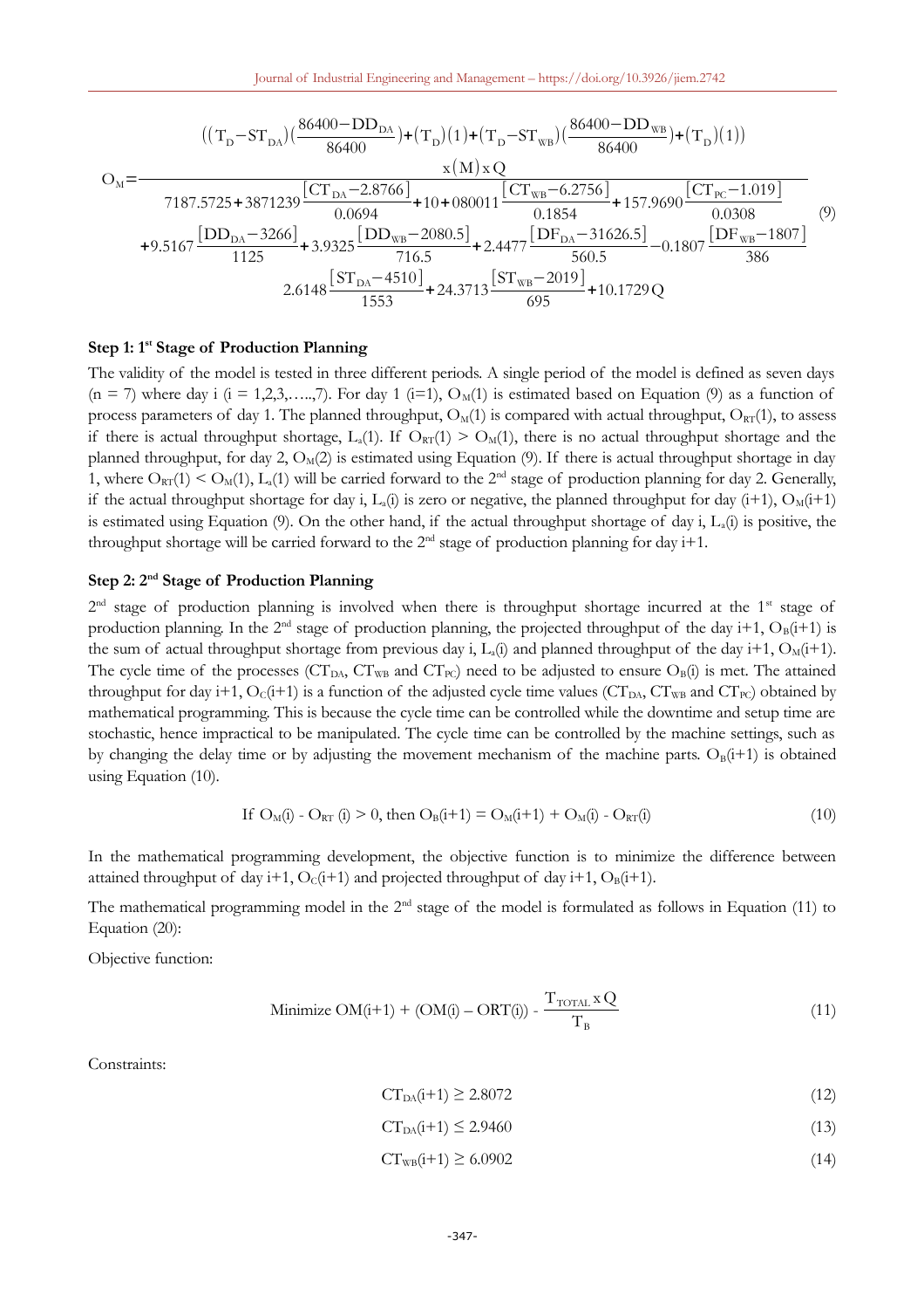$$O_M = \frac{\left((T_D - ST_{DA})\left(\frac{86400 - DD_{DA}}{86400}\right) + (T_D)(1) + (T_D - ST_{WB})\left(\frac{86400 - DD_{WB}}{86400}\right) + (T_D)(1)\right) \text{x}(M)\text{x}\,Q}{\begin{array}{c} 7187.5725 + 3871239\frac{[CT_{DA} - 2.8766]}{0.0694} + 10 + 080011\frac{[CT_{WB} - 6.2756]}{0.1854} + 157.9690\frac{[CT_{PC} - 1.019]}{0.0308} \\ + 9.5167\frac{[DD_{DA} - 3266]}{1125} + 3.9325\frac{[DD_{WB} - 2080.5]}{716.5} + 2.4477\frac{[DF_{DA} - 31626.5]}{560.5} - 0.1807\frac{[DF_{WB} - 1807]}{386} \\ 2.6148\frac{[ST_{DA} - 4510]}{1553} + 24.3713\frac{[ST_{WB} - 2019]}{695} + 10.1729Q \end{array}} \quad (9)$$

**Step 1: 1st Stage of Production Planning**

The validity of the model is tested in three different periods. A single period of the model is defined as seven days ($n = 7$) where day i ($i = 1,2,3,\ldots,7$). For day 1 ($i=1$), $O_M(1)$ is estimated based on Equation (9) as a function of process parameters of day 1. The planned throughput, $O_M(1)$ is compared with actual throughput, $O_{RT}(1)$, to assess if there is actual throughput shortage, $L_a(1)$. If $O_{RT}(1) > O_M(1)$, there is no actual throughput shortage and the planned throughput, for day 2, $O_M(2)$ is estimated using Equation (9). If there is actual throughput shortage in day 1, where $O_{RT}(1) < O_M(1)$, $L_a(1)$ will be carried forward to the 2nd stage of production planning for day 2. Generally, if the actual throughput shortage for day i, $L_a(i)$ is zero or negative, the planned throughput for day (i+1), $O_M(i+1)$ is estimated using Equation (9). On the other hand, if the actual throughput shortage of day i, $L_a(i)$ is positive, the throughput shortage will be carried forward to the 2nd stage of production planning for day i+1.

**Step 2: 2nd Stage of Production Planning**

2nd stage of production planning is involved when there is throughput shortage incurred at the 1st stage of production planning. In the 2nd stage of production planning, the projected throughput of the day i+1, $O_B(i+1)$ is the sum of actual throughput shortage from previous day i, $L_a(i)$ and planned throughput of the day i+1, $O_M(i+1)$. The cycle time of the processes ($CT_{DA}$, $CT_{WB}$ and $CT_{PC}$) need to be adjusted to ensure $O_B(i)$ is met. The attained throughput for day i+1, $O_C(i+1)$ is a function of the adjusted cycle time values ($CT_{DA}$, $CT_{WB}$ and $CT_{PC}$) obtained by mathematical programming. This is because the cycle time can be controlled while the downtime and setup time are stochastic, hence impractical to be manipulated. The cycle time can be controlled by the machine settings, such as by changing the delay time or by adjusting the movement mechanism of the machine parts. $O_B(i+1)$ is obtained using Equation (10).

$$\text{If } O_M(i) - O_{RT}(i) > 0, \text{ then } O_B(i+1) = O_M(i+1) + O_M(i) - O_{RT}(i) \quad (10)$$

In the mathematical programming development, the objective function is to minimize the difference between attained throughput of day i+1, $O_C(i+1)$ and projected throughput of day i+1, $O_B(i+1)$.

The mathematical programming model in the 2nd stage of the model is formulated as follows in Equation (11) to Equation (20):

Objective function:

$$\text{Minimize } OM(i+1) + (OM(i) - ORT(i)) - \frac{T_{TOTAL}\,\text{x}\,Q}{T_B} \quad (11)$$

Constraints:

$$CT_{DA}(i+1) \geq 2.8072 \quad (12)$$

$$CT_{DA}(i+1) \leq 2.9460 \quad (13)$$

$$CT_{WB}(i+1) \geq 6.0902 \quad (14)$$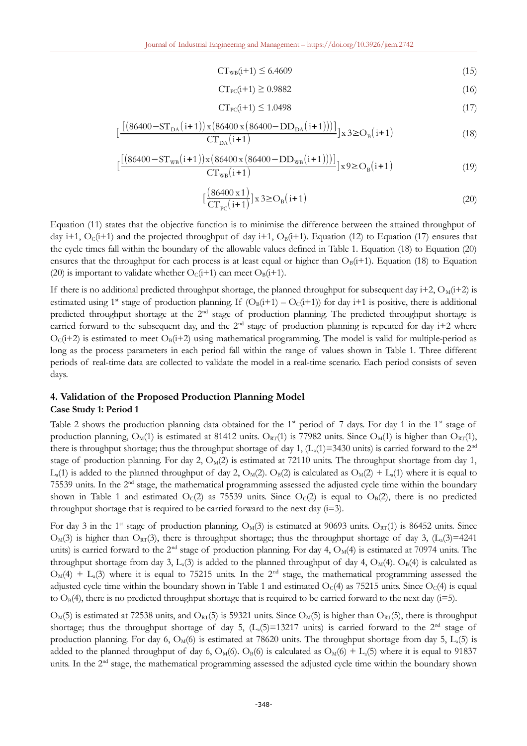$$CT_{WB}(i+1) \leq 6.4609 \tag{15}$$

$$CT_{PC}(i+1) \geq 0.9882 \tag{16}$$

$$CT_{PC}(i+1) \leq 1.0498 \tag{17}$$

$$\left[\frac{[(86400 - ST_{DA}(i+1)) \times (86400 \times (86400 - DD_{DA}(i+1)))]}{CT_{DA}(i+1)}\right] \times 3 \geq O_B(i+1) \tag{18}$$

$$\left[\frac{[(86400 - ST_{WB}(i+1)) \times (86400 \times (86400 - DD_{WB}(i+1)))]}{CT_{WB}(i+1)}\right] \times 9 \geq O_B(i+1) \tag{19}$$

$$\left[\frac{(86400 \times 1)}{CT_{PC}(i+1)}\right] \times 3 \geq O_B(i+1) \tag{20}$$

Equation (11) states that the objective function is to minimise the difference between the attained throughput of day i+1, $O_C(i+1)$ and the projected throughput of day i+1, $O_B(i+1)$. Equation (12) to Equation (17) ensures that the cycle times fall within the boundary of the allowable values defined in Table 1. Equation (18) to Equation (20) ensures that the throughput for each process is at least equal or higher than $O_B(i+1)$. Equation (18) to Equation (20) is important to validate whether $O_C(i+1)$ can meet $O_B(i+1)$.

If there is no additional predicted throughput shortage, the planned throughput for subsequent day i+2, $O_M(i+2)$ is estimated using 1st stage of production planning. If $(O_B(i+1) - O_C(i+1))$ for day i+1 is positive, there is additional predicted throughput shortage at the 2nd stage of production planning. The predicted throughput shortage is carried forward to the subsequent day, and the 2nd stage of production planning is repeated for day i+2 where $O_C(i+2)$ is estimated to meet $O_B(i+2)$ using mathematical programming. The model is valid for multiple-period as long as the process parameters in each period fall within the range of values shown in Table 1. Three different periods of real-time data are collected to validate the model in a real-time scenario. Each period consists of seven days.

## 4. Validation of the Proposed Production Planning Model

**Case Study 1: Period 1**

Table 2 shows the production planning data obtained for the 1st period of 7 days. For day 1 in the 1st stage of production planning, $O_M(1)$ is estimated at 81412 units. $O_{RT}(1)$ is 77982 units. Since $O_M(1)$ is higher than $O_{RT}(1)$, there is throughput shortage; thus the throughput shortage of day 1, ($L_a(1)$=3430 units) is carried forward to the 2nd stage of production planning. For day 2, $O_M(2)$ is estimated at 72110 units. The throughput shortage from day 1, $L_a(1)$ is added to the planned throughput of day 2, $O_M(2)$. $O_B(2)$ is calculated as $O_M(2) + L_a(1)$ where it is equal to 75539 units. In the 2nd stage, the mathematical programming assessed the adjusted cycle time within the boundary shown in Table 1 and estimated $O_C(2)$ as 75539 units. Since $O_C(2)$ is equal to $O_B(2)$, there is no predicted throughput shortage that is required to be carried forward to the next day (i=3).

For day 3 in the 1st stage of production planning, $O_M(3)$ is estimated at 90693 units. $O_{RT}(1)$ is 86452 units. Since $O_M(3)$ is higher than $O_{RT}(3)$, there is throughput shortage; thus the throughput shortage of day 3, ($L_a(3)$=4241 units) is carried forward to the 2nd stage of production planning. For day 4, $O_M(4)$ is estimated at 70974 units. The throughput shortage from day 3, $L_a(3)$ is added to the planned throughput of day 4, $O_M(4)$. $O_B(4)$ is calculated as $O_M(4) + L_a(3)$ where it is equal to 75215 units. In the 2nd stage, the mathematical programming assessed the adjusted cycle time within the boundary shown in Table 1 and estimated $O_C(4)$ as 75215 units. Since $O_C(4)$ is equal to $O_B(4)$, there is no predicted throughput shortage that is required to be carried forward to the next day (i=5).

$O_M(5)$ is estimated at 72538 units, and $O_{RT}(5)$ is 59321 units. Since $O_M(5)$ is higher than $O_{RT}(5)$, there is throughput shortage; thus the throughput shortage of day 5, ($L_a(5)$=13217 units) is carried forward to the 2nd stage of production planning. For day 6, $O_M(6)$ is estimated at 78620 units. The throughput shortage from day 5, $L_a(5)$ is added to the planned throughput of day 6, $O_M(6)$. $O_B(6)$ is calculated as $O_M(6) + L_a(5)$ where it is equal to 91837 units. In the 2nd stage, the mathematical programming assessed the adjusted cycle time within the boundary shown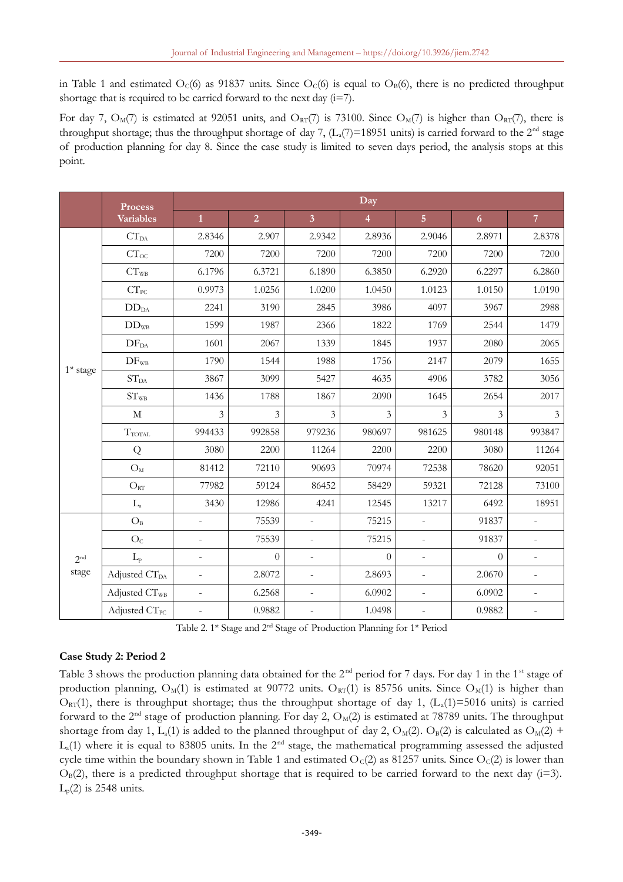in Table 1 and estimated $O_C(6)$ as 91837 units. Since $O_C(6)$ is equal to $O_B(6)$, there is no predicted throughput shortage that is required to be carried forward to the next day (i=7).

For day 7, $O_M(7)$ is estimated at 92051 units, and $O_{RT}(7)$ is 73100. Since $O_M(7)$ is higher than $O_{RT}(7)$, there is throughput shortage; thus the throughput shortage of day 7, ($L_a(7)$=18951 units) is carried forward to the 2nd stage of production planning for day 8. Since the case study is limited to seven days period, the analysis stops at this point.

| | Process Variables | Day | | | | | | |
|---|---|---|---|---|---|---|---|---|
| | | 1 | 2 | 3 | 4 | 5 | 6 | 7 |
| 1st stage | $CT_{DA}$ | 2.8346 | 2.907 | 2.9342 | 2.8936 | 2.9046 | 2.8971 | 2.8378 |
| | $CT_{OC}$ | 7200 | 7200 | 7200 | 7200 | 7200 | 7200 | 7200 |
| | $CT_{WB}$ | 6.1796 | 6.3721 | 6.1890 | 6.3850 | 6.2920 | 6.2297 | 6.2860 |
| | $CT_{PC}$ | 0.9973 | 1.0256 | 1.0200 | 1.0450 | 1.0123 | 1.0150 | 1.0190 |
| | $DD_{DA}$ | 2241 | 3190 | 2845 | 3986 | 4097 | 3967 | 2988 |
| | $DD_{WB}$ | 1599 | 1987 | 2366 | 1822 | 1769 | 2544 | 1479 |
| | $DF_{DA}$ | 1601 | 2067 | 1339 | 1845 | 1937 | 2080 | 2065 |
| | $DF_{WB}$ | 1790 | 1544 | 1988 | 1756 | 2147 | 2079 | 1655 |
| | $ST_{DA}$ | 3867 | 3099 | 5427 | 4635 | 4906 | 3782 | 3056 |
| | $ST_{WB}$ | 1436 | 1788 | 1867 | 2090 | 1645 | 2654 | 2017 |
| | M | 3 | 3 | 3 | 3 | 3 | 3 | 3 |
| | $T_{TOTAL}$ | 994433 | 992858 | 979236 | 980697 | 981625 | 980148 | 993847 |
| | Q | 3080 | 2200 | 11264 | 2200 | 2200 | 3080 | 11264 |
| | $O_M$ | 81412 | 72110 | 90693 | 70974 | 72538 | 78620 | 92051 |
| | $O_{RT}$ | 77982 | 59124 | 86452 | 58429 | 59321 | 72128 | 73100 |
| | $L_a$ | 3430 | 12986 | 4241 | 12545 | 13217 | 6492 | 18951 |
| 2nd stage | $O_B$ | - | 75539 | - | 75215 | - | 91837 | - |
| | $O_C$ | - | 75539 | - | 75215 | - | 91837 | - |
| | $L_P$ | - | 0 | - | 0 | - | 0 | - |
| | Adjusted $CT_{DA}$ | - | 2.8072 | - | 2.8693 | - | 2.0670 | - |
| | Adjusted $CT_{WB}$ | - | 6.2568 | - | 6.0902 | - | 6.0902 | - |
| | Adjusted $CT_{PC}$ | - | 0.9882 | - | 1.0498 | - | 0.9882 | - |

Table 2. 1st Stage and 2nd Stage of Production Planning for 1st Period

### Case Study 2: Period 2

Table 3 shows the production planning data obtained for the 2nd period for 7 days. For day 1 in the 1st stage of production planning, $O_M(1)$ is estimated at 90772 units. $O_{RT}(1)$ is 85756 units. Since $O_M(1)$ is higher than $O_{RT}(1)$, there is throughput shortage; thus the throughput shortage of day 1, ($L_a(1)$=5016 units) is carried forward to the 2nd stage of production planning. For day 2, $O_M(2)$ is estimated at 78789 units. The throughput shortage from day 1, $L_a(1)$ is added to the planned throughput of day 2, $O_M(2)$. $O_B(2)$ is calculated as $O_M(2)$ + $L_a(1)$ where it is equal to 83805 units. In the 2nd stage, the mathematical programming assessed the adjusted cycle time within the boundary shown in Table 1 and estimated $O_C(2)$ as 81257 units. Since $O_C(2)$ is lower than $O_B(2)$, there is a predicted throughput shortage that is required to be carried forward to the next day (i=3). $L_p(2)$ is 2548 units.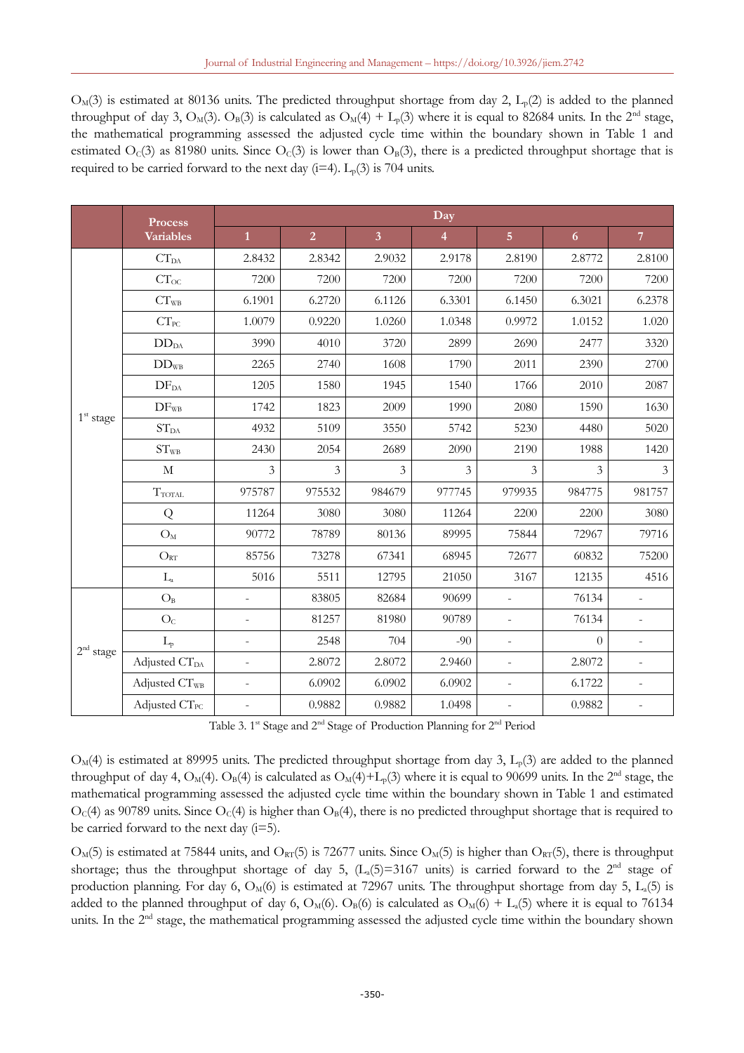$O_M(3)$ is estimated at 80136 units. The predicted throughput shortage from day 2, $L_p(2)$ is added to the planned throughput of day 3, $O_M(3)$. $O_B(3)$ is calculated as $O_M(4) + L_p(3)$ where it is equal to 82684 units. In the 2[nd] stage, the mathematical programming assessed the adjusted cycle time within the boundary shown in Table 1 and estimated $O_C(3)$ as 81980 units. Since $O_C(3)$ is lower than $O_B(3)$, there is a predicted throughput shortage that is required to be carried forward to the next day (i=4). $L_p(3)$ is 704 units.

| | Process Variables | Day | | | | | | |
|---|---|---|---|---|---|---|---|---|
| | | 1 | 2 | 3 | 4 | 5 | 6 | 7 |
| 1[st] stage | $CT_{DA}$ | 2.8432 | 2.8342 | 2.9032 | 2.9178 | 2.8190 | 2.8772 | 2.8100 |
| | $CT_{OC}$ | 7200 | 7200 | 7200 | 7200 | 7200 | 7200 | 7200 |
| | $CT_{WB}$ | 6.1901 | 6.2720 | 6.1126 | 6.3301 | 6.1450 | 6.3021 | 6.2378 |
| | $CT_{PC}$ | 1.0079 | 0.9220 | 1.0260 | 1.0348 | 0.9972 | 1.0152 | 1.020 |
| | $DD_{DA}$ | 3990 | 4010 | 3720 | 2899 | 2690 | 2477 | 3320 |
| | $DD_{WB}$ | 2265 | 2740 | 1608 | 1790 | 2011 | 2390 | 2700 |
| | $DF_{DA}$ | 1205 | 1580 | 1945 | 1540 | 1766 | 2010 | 2087 |
| | $DF_{WB}$ | 1742 | 1823 | 2009 | 1990 | 2080 | 1590 | 1630 |
| | $ST_{DA}$ | 4932 | 5109 | 3550 | 5742 | 5230 | 4480 | 5020 |
| | $ST_{WB}$ | 2430 | 2054 | 2689 | 2090 | 2190 | 1988 | 1420 |
| | M | 3 | 3 | 3 | 3 | 3 | 3 | 3 |
| | $T_{TOTAL}$ | 975787 | 975532 | 984679 | 977745 | 979935 | 984775 | 981757 |
| | Q | 11264 | 3080 | 3080 | 11264 | 2200 | 2200 | 3080 |
| | $O_M$ | 90772 | 78789 | 80136 | 89995 | 75844 | 72967 | 79716 |
| | $O_{RT}$ | 85756 | 73278 | 67341 | 68945 | 72677 | 60832 | 75200 |
| | $L_a$ | 5016 | 5511 | 12795 | 21050 | 3167 | 12135 | 4516 |
| 2[nd] stage | $O_B$ | - | 83805 | 82684 | 90699 | - | 76134 | - |
| | $O_C$ | - | 81257 | 81980 | 90789 | - | 76134 | - |
| | $L_p$ | - | 2548 | 704 | -90 | - | 0 | - |
| | Adjusted $CT_{DA}$ | - | 2.8072 | 2.8072 | 2.9460 | - | 2.8072 | - |
| | Adjusted $CT_{WB}$ | - | 6.0902 | 6.0902 | 6.0902 | - | 6.1722 | - |
| | Adjusted $CT_{PC}$ | - | 0.9882 | 0.9882 | 1.0498 | - | 0.9882 | - |

Table 3. 1[st] Stage and 2[nd] Stage of Production Planning for 2[nd] Period

$O_M(4)$ is estimated at 89995 units. The predicted throughput shortage from day 3, $L_p(3)$ are added to the planned throughput of day 4, $O_M(4)$. $O_B(4)$ is calculated as $O_M(4)+L_p(3)$ where it is equal to 90699 units. In the 2[nd] stage, the mathematical programming assessed the adjusted cycle time within the boundary shown in Table 1 and estimated $O_C(4)$ as 90789 units. Since $O_C(4)$ is higher than $O_B(4)$, there is no predicted throughput shortage that is required to be carried forward to the next day (i=5).

$O_M(5)$ is estimated at 75844 units, and $O_{RT}(5)$ is 72677 units. Since $O_M(5)$ is higher than $O_{RT}(5)$, there is throughput shortage; thus the throughput shortage of day 5, ($L_a(5)$=3167 units) is carried forward to the 2[nd] stage of production planning. For day 6, $O_M(6)$ is estimated at 72967 units. The throughput shortage from day 5, $L_a(5)$ is added to the planned throughput of day 6, $O_M(6)$. $O_B(6)$ is calculated as $O_M(6) + L_a(5)$ where it is equal to 76134 units. In the 2[nd] stage, the mathematical programming assessed the adjusted cycle time within the boundary shown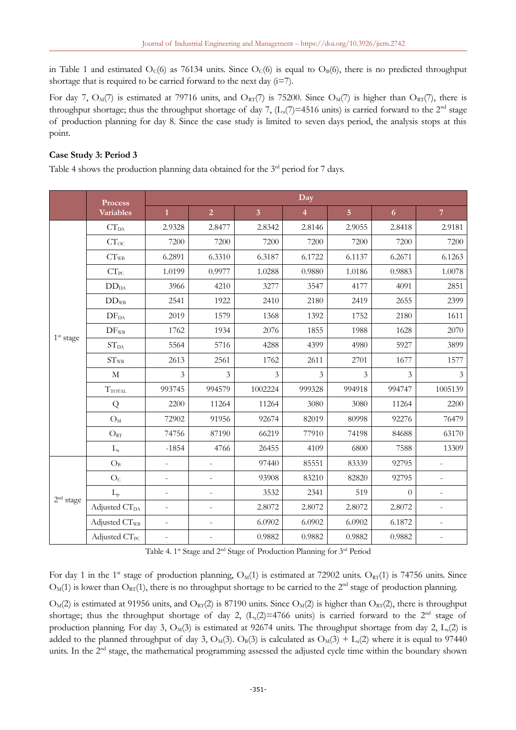in Table 1 and estimated $O_C(6)$ as 76134 units. Since $O_C(6)$ is equal to $O_B(6)$, there is no predicted throughput shortage that is required to be carried forward to the next day (i=7).

For day 7, $O_M(7)$ is estimated at 79716 units, and $O_{RT}(7)$ is 75200. Since $O_M(7)$ is higher than $O_{RT}(7)$, there is throughput shortage; thus the throughput shortage of day 7, ($L_a(7)$=4516 units) is carried forward to the 2nd stage of production planning for day 8. Since the case study is limited to seven days period, the analysis stops at this point.

**Case Study 3: Period 3**

Table 4 shows the production planning data obtained for the 3rd period for 7 days.

| | Process Variables | Day | | | | | | |
|---|---|---|---|---|---|---|---|---|
| | | 1 | 2 | 3 | 4 | 5 | 6 | 7 |
| 1st stage | $CT_{DA}$ | 2.9328 | 2.8477 | 2.8342 | 2.8146 | 2.9055 | 2.8418 | 2.9181 |
| | $CT_{OC}$ | 7200 | 7200 | 7200 | 7200 | 7200 | 7200 | 7200 |
| | $CT_{WB}$ | 6.2891 | 6.3310 | 6.3187 | 6.1722 | 6.1137 | 6.2671 | 6.1263 |
| | $CT_{PC}$ | 1.0199 | 0.9977 | 1.0288 | 0.9880 | 1.0186 | 0.9883 | 1.0078 |
| | $DD_{DA}$ | 3966 | 4210 | 3277 | 3547 | 4177 | 4091 | 2851 |
| | $DD_{WB}$ | 2541 | 1922 | 2410 | 2180 | 2419 | 2655 | 2399 |
| | $DF_{DA}$ | 2019 | 1579 | 1368 | 1392 | 1752 | 2180 | 1611 |
| | $DF_{WB}$ | 1762 | 1934 | 2076 | 1855 | 1988 | 1628 | 2070 |
| | $ST_{DA}$ | 5564 | 5716 | 4288 | 4399 | 4980 | 5927 | 3899 |
| | $ST_{WB}$ | 2613 | 2561 | 1762 | 2611 | 2701 | 1677 | 1577 |
| | M | 3 | 3 | 3 | 3 | 3 | 3 | 3 |
| | $T_{TOTAL}$ | 993745 | 994579 | 1002224 | 999328 | 994918 | 994747 | 1005139 |
| | Q | 2200 | 11264 | 11264 | 3080 | 3080 | 11264 | 2200 |
| | $O_M$ | 72902 | 91956 | 92674 | 82019 | 80998 | 92276 | 76479 |
| | $O_{RT}$ | 74756 | 87190 | 66219 | 77910 | 74198 | 84688 | 63170 |
| | $L_a$ | -1854 | 4766 | 26455 | 4109 | 6800 | 7588 | 13309 |
| 2nd stage | $O_B$ | - | - | 97440 | 85551 | 83339 | 92795 | - |
| | $O_C$ | - | - | 93908 | 83210 | 82820 | 92795 | - |
| | $L_p$ | - | - | 3532 | 2341 | 519 | 0 | - |
| | Adjusted $CT_{DA}$ | - | - | 2.8072 | 2.8072 | 2.8072 | 2.8072 | - |
| | Adjusted $CT_{WB}$ | - | - | 6.0902 | 6.0902 | 6.0902 | 6.1872 | - |
| | Adjusted $CT_{PC}$ | - | - | 0.9882 | 0.9882 | 0.9882 | 0.9882 | - |

Table 4. 1st Stage and 2nd Stage of Production Planning for 3rd Period

For day 1 in the 1st stage of production planning, $O_M(1)$ is estimated at 72902 units. $O_{RT}(1)$ is 74756 units. Since $O_M(1)$ is lower than $O_{RT}(1)$, there is no throughput shortage to be carried to the 2nd stage of production planning.

$O_M(2)$ is estimated at 91956 units, and $O_{RT}(2)$ is 87190 units. Since $O_M(2)$ is higher than $O_{RT}(2)$, there is throughput shortage; thus the throughput shortage of day 2, ($L_a(2)$=4766 units) is carried forward to the 2nd stage of production planning. For day 3, $O_M(3)$ is estimated at 92674 units. The throughput shortage from day 2, $L_a(2)$ is added to the planned throughput of day 3, $O_M(3)$. $O_B(3)$ is calculated as $O_M(3) + L_a(2)$ where it is equal to 97440 units. In the 2nd stage, the mathematical programming assessed the adjusted cycle time within the boundary shown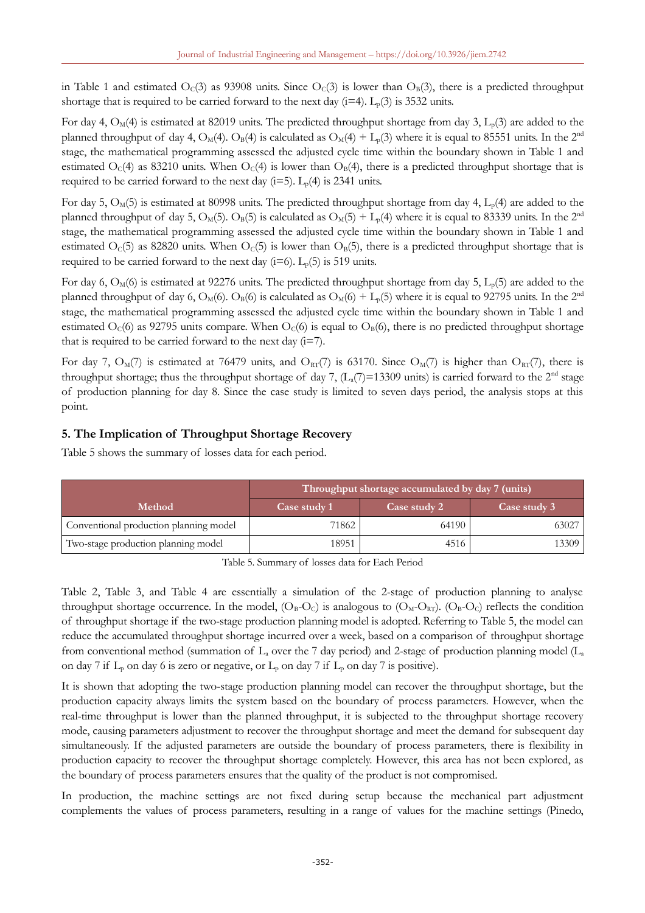in Table 1 and estimated $O_C(3)$ as 93908 units. Since $O_C(3)$ is lower than $O_B(3)$, there is a predicted throughput shortage that is required to be carried forward to the next day (i=4). $L_p(3)$ is 3532 units.

For day 4, $O_M(4)$ is estimated at 82019 units. The predicted throughput shortage from day 3, $L_p(3)$ are added to the planned throughput of day 4, $O_M(4)$. $O_B(4)$ is calculated as $O_M(4) + L_p(3)$ where it is equal to 85551 units. In the 2nd stage, the mathematical programming assessed the adjusted cycle time within the boundary shown in Table 1 and estimated $O_C(4)$ as 83210 units. When $O_C(4)$ is lower than $O_B(4)$, there is a predicted throughput shortage that is required to be carried forward to the next day (i=5). $L_p(4)$ is 2341 units.

For day 5, $O_M(5)$ is estimated at 80998 units. The predicted throughput shortage from day 4, $L_p(4)$ are added to the planned throughput of day 5, $O_M(5)$. $O_B(5)$ is calculated as $O_M(5) + L_p(4)$ where it is equal to 83339 units. In the 2nd stage, the mathematical programming assessed the adjusted cycle time within the boundary shown in Table 1 and estimated $O_C(5)$ as 82820 units. When $O_C(5)$ is lower than $O_B(5)$, there is a predicted throughput shortage that is required to be carried forward to the next day (i=6). $L_p(5)$ is 519 units.

For day 6, $O_M(6)$ is estimated at 92276 units. The predicted throughput shortage from day 5, $L_p(5)$ are added to the planned throughput of day 6, $O_M(6)$. $O_B(6)$ is calculated as $O_M(6) + L_p(5)$ where it is equal to 92795 units. In the 2nd stage, the mathematical programming assessed the adjusted cycle time within the boundary shown in Table 1 and estimated $O_C(6)$ as 92795 units compare. When $O_C(6)$ is equal to $O_B(6)$, there is no predicted throughput shortage that is required to be carried forward to the next day (i=7).

For day 7, $O_M(7)$ is estimated at 76479 units, and $O_{RT}(7)$ is 63170. Since $O_M(7)$ is higher than $O_{RT}(7)$, there is throughput shortage; thus the throughput shortage of day 7, ($L_a(7)$=13309 units) is carried forward to the 2nd stage of production planning for day 8. Since the case study is limited to seven days period, the analysis stops at this point.

## 5. The Implication of Throughput Shortage Recovery

Table 5 shows the summary of losses data for each period.

| Method | Throughput shortage accumulated by day 7 (units) | | |
|---|---|---|---|
| | Case study 1 | Case study 2 | Case study 3 |
| Conventional production planning model | 71862 | 64190 | 63027 |
| Two-stage production planning model | 18951 | 4516 | 13309 |

Table 5. Summary of losses data for Each Period

Table 2, Table 3, and Table 4 are essentially a simulation of the 2-stage of production planning to analyse throughput shortage occurrence. In the model, ($O_B$-$O_C$) is analogous to ($O_M$-$O_{RT}$). ($O_B$-$O_C$) reflects the condition of throughput shortage if the two-stage production planning model is adopted. Referring to Table 5, the model can reduce the accumulated throughput shortage incurred over a week, based on a comparison of throughput shortage from conventional method (summation of $L_a$ over the 7 day period) and 2-stage of production planning model ($L_a$ on day 7 if $L_p$ on day 6 is zero or negative, or $L_p$ on day 7 if $L_p$ on day 7 is positive).

It is shown that adopting the two-stage production planning model can recover the throughput shortage, but the production capacity always limits the system based on the boundary of process parameters. However, when the real-time throughput is lower than the planned throughput, it is subjected to the throughput shortage recovery mode, causing parameters adjustment to recover the throughput shortage and meet the demand for subsequent day simultaneously. If the adjusted parameters are outside the boundary of process parameters, there is flexibility in production capacity to recover the throughput shortage completely. However, this area has not been explored, as the boundary of process parameters ensures that the quality of the product is not compromised.

In production, the machine settings are not fixed during setup because the mechanical part adjustment complements the values of process parameters, resulting in a range of values for the machine settings (Pinedo,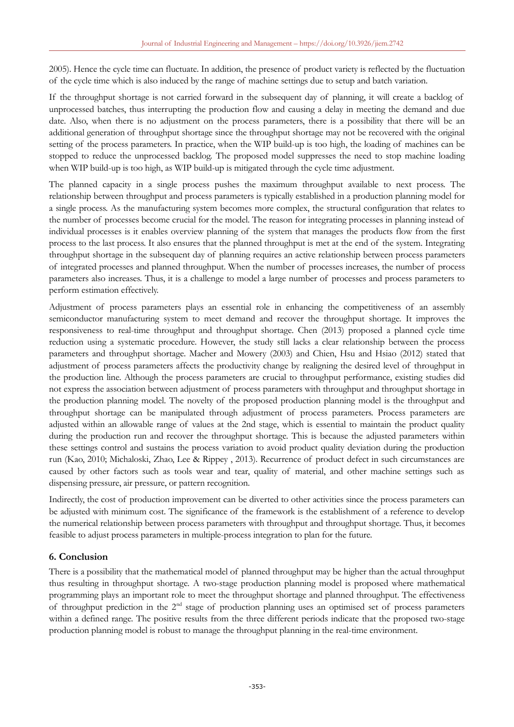2005). Hence the cycle time can fluctuate. In addition, the presence of product variety is reflected by the fluctuation of the cycle time which is also induced by the range of machine settings due to setup and batch variation.

If the throughput shortage is not carried forward in the subsequent day of planning, it will create a backlog of unprocessed batches, thus interrupting the production flow and causing a delay in meeting the demand and due date. Also, when there is no adjustment on the process parameters, there is a possibility that there will be an additional generation of throughput shortage since the throughput shortage may not be recovered with the original setting of the process parameters. In practice, when the WIP build-up is too high, the loading of machines can be stopped to reduce the unprocessed backlog. The proposed model suppresses the need to stop machine loading when WIP build-up is too high, as WIP build-up is mitigated through the cycle time adjustment.

The planned capacity in a single process pushes the maximum throughput available to next process. The relationship between throughput and process parameters is typically established in a production planning model for a single process. As the manufacturing system becomes more complex, the structural configuration that relates to the number of processes become crucial for the model. The reason for integrating processes in planning instead of individual processes is it enables overview planning of the system that manages the products flow from the first process to the last process. It also ensures that the planned throughput is met at the end of the system. Integrating throughput shortage in the subsequent day of planning requires an active relationship between process parameters of integrated processes and planned throughput. When the number of processes increases, the number of process parameters also increases. Thus, it is a challenge to model a large number of processes and process parameters to perform estimation effectively.

Adjustment of process parameters plays an essential role in enhancing the competitiveness of an assembly semiconductor manufacturing system to meet demand and recover the throughput shortage. It improves the responsiveness to real-time throughput and throughput shortage. Chen (2013) proposed a planned cycle time reduction using a systematic procedure. However, the study still lacks a clear relationship between the process parameters and throughput shortage. Macher and Mowery (2003) and Chien, Hsu and Hsiao (2012) stated that adjustment of process parameters affects the productivity change by realigning the desired level of throughput in the production line. Although the process parameters are crucial to throughput performance, existing studies did not express the association between adjustment of process parameters with throughput and throughput shortage in the production planning model. The novelty of the proposed production planning model is the throughput and throughput shortage can be manipulated through adjustment of process parameters. Process parameters are adjusted within an allowable range of values at the 2nd stage, which is essential to maintain the product quality during the production run and recover the throughput shortage. This is because the adjusted parameters within these settings control and sustains the process variation to avoid product quality deviation during the production run (Kao, 2010; Michaloski, Zhao, Lee & Rippey , 2013). Recurrence of product defect in such circumstances are caused by other factors such as tools wear and tear, quality of material, and other machine settings such as dispensing pressure, air pressure, or pattern recognition.

Indirectly, the cost of production improvement can be diverted to other activities since the process parameters can be adjusted with minimum cost. The significance of the framework is the establishment of a reference to develop the numerical relationship between process parameters with throughput and throughput shortage. Thus, it becomes feasible to adjust process parameters in multiple-process integration to plan for the future.

## 6. Conclusion

There is a possibility that the mathematical model of planned throughput may be higher than the actual throughput thus resulting in throughput shortage. A two-stage production planning model is proposed where mathematical programming plays an important role to meet the throughput shortage and planned throughput. The effectiveness of throughput prediction in the 2nd stage of production planning uses an optimised set of process parameters within a defined range. The positive results from the three different periods indicate that the proposed two-stage production planning model is robust to manage the throughput planning in the real-time environment.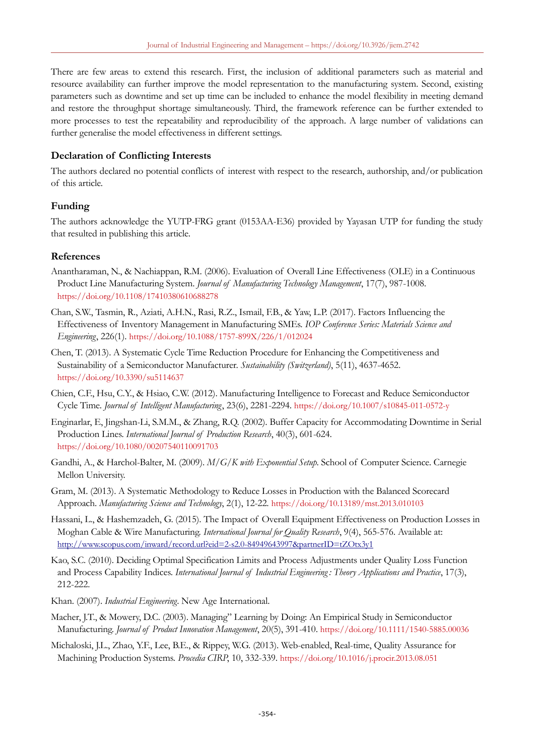There are few areas to extend this research. First, the inclusion of additional parameters such as material and resource availability can further improve the model representation to the manufacturing system. Second, existing parameters such as downtime and set up time can be included to enhance the model flexibility in meeting demand and restore the throughput shortage simultaneously. Third, the framework reference can be further extended to more processes to test the repeatability and reproducibility of the approach. A large number of validations can further generalise the model effectiveness in different settings.

## Declaration of Conflicting Interests

The authors declared no potential conflicts of interest with respect to the research, authorship, and/or publication of this article.

## Funding

The authors acknowledge the YUTP-FRG grant (0153AA-E36) provided by Yayasan UTP for funding the study that resulted in publishing this article.

## References

Anantharaman, N., & Nachiappan, R.M. (2006). Evaluation of Overall Line Effectiveness (OLE) in a Continuous Product Line Manufacturing System. *Journal of Manufacturing Technology Management*, 17(7), 987-1008. https://doi.org/10.1108/17410380610688278

Chan, S.W., Tasmin, R., Aziati, A.H.N., Rasi, R.Z., Ismail, F.B., & Yaw, L.P. (2017). Factors Influencing the Effectiveness of Inventory Management in Manufacturing SMEs. *IOP Conference Series: Materials Science and Engineering*, 226(1). https://doi.org/10.1088/1757-899X/226/1/012024

Chen, T. (2013). A Systematic Cycle Time Reduction Procedure for Enhancing the Competitiveness and Sustainability of a Semiconductor Manufacturer. *Sustainability (Switzerland)*, 5(11), 4637-4652. https://doi.org/10.3390/su5114637

Chien, C.F., Hsu, C.Y., & Hsiao, C.W. (2012). Manufacturing Intelligence to Forecast and Reduce Semiconductor Cycle Time. *Journal of Intelligent Manufacturing*, 23(6), 2281-2294. https://doi.org/10.1007/s10845-011-0572-y

Enginarlar, E, Jingshan-Li, S.M.M., & Zhang, R.Q. (2002). Buffer Capacity for Accommodating Downtime in Serial Production Lines. *International Journal of Production Research*, 40(3), 601-624. https://doi.org/10.1080/00207540110091703

Gandhi, A., & Harchol-Balter, M. (2009). *M/G/K with Exponential Setup*. School of Computer Science. Carnegie Mellon University.

Gram, M. (2013). A Systematic Methodology to Reduce Losses in Production with the Balanced Scorecard Approach. *Manufacturing Science and Technology*, 2(1), 12-22. https://doi.org/10.13189/mst.2013.010103

Hassani, L., & Hashemzadeh, G. (2015). The Impact of Overall Equipment Effectiveness on Production Losses in Moghan Cable & Wire Manufacturing. *International Journal for Quality Research*, 9(4), 565-576. Available at: http://www.scopus.com/inward/record.url?eid=2-s2.0-84949643997&partnerID=tZOtx3y1

Kao, S.C. (2010). Deciding Optimal Specification Limits and Process Adjustments under Quality Loss Function and Process Capability Indices. *International Journal of Industrial Engineering : Theory Applications and Practice*, 17(3), 212-222.

Khan. (2007). *Industrial Engineering*. New Age International.

Macher, J.T., & Mowery, D.C. (2003). Managing" Learning by Doing: An Empirical Study in Semiconductor Manufacturing. *Journal of Product Innovation Management*, 20(5), 391-410. https://doi.org/10.1111/1540-5885.00036

Michaloski, J.L., Zhao, Y.F., Lee, B.E., & Rippey, W.G. (2013). Web-enabled, Real-time, Quality Assurance for Machining Production Systems. *Procedia CIRP*, 10, 332-339. https://doi.org/10.1016/j.procir.2013.08.051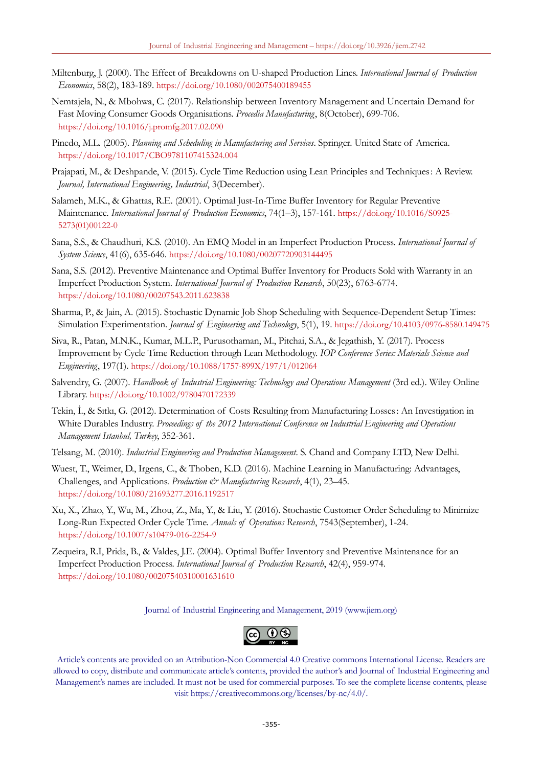Miltenburg, J. (2000). The Effect of Breakdowns on U-shaped Production Lines. *International Journal of Production Economics*, 58(2), 183-189. https://doi.org/10.1080/002075400189455

Nemtajela, N., & Mbohwa, C. (2017). Relationship between Inventory Management and Uncertain Demand for Fast Moving Consumer Goods Organisations. *Procedia Manufacturing*, 8(October), 699-706. https://doi.org/10.1016/j.promfg.2017.02.090

Pinedo, M.L. (2005). *Planning and Scheduling in Manufacturing and Services*. Springer. United State of America. https://doi.org/10.1017/CBO9781107415324.004

Prajapati, M., & Deshpande, V. (2015). Cycle Time Reduction using Lean Principles and Techniques: A Review. *Journal, International Engineering, Industrial*, 3(December).

Salameh, M.K., & Ghattas, R.E. (2001). Optimal Just-In-Time Buffer Inventory for Regular Preventive Maintenance. *International Journal of Production Economics*, 74(1–3), 157-161. https://doi.org/10.1016/S0925-5273(01)00122-0

Sana, S.S., & Chaudhuri, K.S. (2010). An EMQ Model in an Imperfect Production Process. *International Journal of System Science*, 41(6), 635-646. https://doi.org/10.1080/00207720903144495

Sana, S.S. (2012). Preventive Maintenance and Optimal Buffer Inventory for Products Sold with Warranty in an Imperfect Production System. *International Journal of Production Research*, 50(23), 6763-6774. https://doi.org/10.1080/00207543.2011.623838

Sharma, P., & Jain, A. (2015). Stochastic Dynamic Job Shop Scheduling with Sequence-Dependent Setup Times: Simulation Experimentation. *Journal of Engineering and Technology*, 5(1), 19. https://doi.org/10.4103/0976-8580.149475

Siva, R., Patan, M.N.K., Kumar, M.L.P., Purusothaman, M., Pitchai, S.A., & Jegathish, Y. (2017). Process Improvement by Cycle Time Reduction through Lean Methodology. *IOP Conference Series: Materials Science and Engineering*, 197(1). https://doi.org/10.1088/1757-899X/197/1/012064

Salvendry, G. (2007). *Handbook of Industrial Engineering: Technology and Operations Management* (3rd ed.). Wiley Online Library. https://doi.org/10.1002/9780470172339

Tekin, İ., & Sıtkı, G. (2012). Determination of Costs Resulting from Manufacturing Losses: An Investigation in White Durables Industry. *Proceedings of the 2012 International Conference on Industrial Engineering and Operations Management Istanbul, Turkey*, 352-361.

Telsang, M. (2010). *Industrial Engineering and Production Management*. S. Chand and Company LTD, New Delhi.

Wuest, T., Weimer, D., Irgens, C., & Thoben, K.D. (2016). Machine Learning in Manufacturing: Advantages, Challenges, and Applications. *Production & Manufacturing Research*, 4(1), 23–45. https://doi.org/10.1080/21693277.2016.1192517

Xu, X., Zhao, Y., Wu, M., Zhou, Z., Ma, Y., & Liu, Y. (2016). Stochastic Customer Order Scheduling to Minimize Long-Run Expected Order Cycle Time. *Annals of Operations Research*, 7543(September), 1-24. https://doi.org/10.1007/s10479-016-2254-9

Zequeira, R.I, Prida, B., & Valdes, J.E. (2004). Optimal Buffer Inventory and Preventive Maintenance for an Imperfect Production Process. *International Journal of Production Research*, 42(4), 959-974. https://doi.org/10.1080/00207540310001631610

Journal of Industrial Engineering and Management, 2019 (www.jiem.org)

Article's contents are provided on an Attribution-Non Commercial 4.0 Creative commons International License. Readers are allowed to copy, distribute and communicate article's contents, provided the author's and Journal of Industrial Engineering and Management's names are included. It must not be used for commercial purposes. To see the complete license contents, please visit https://creativecommons.org/licenses/by-nc/4.0/.